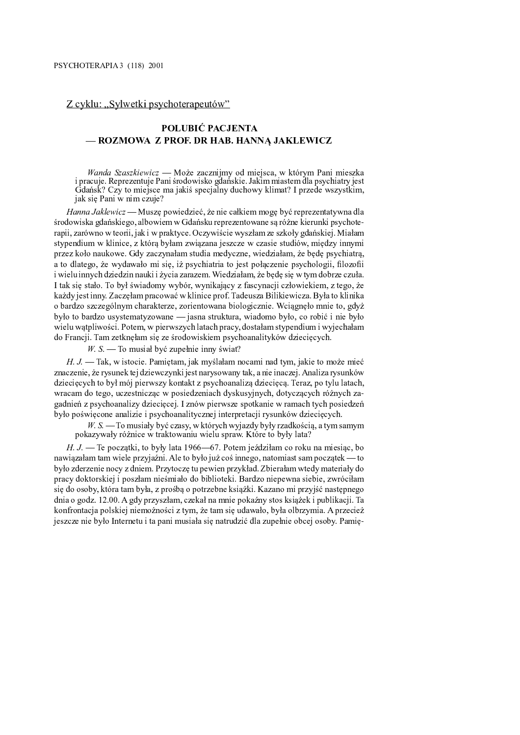Z cyklu: „Sylwetki psychoterapeutów"

# POLUBIĆ PACJENTA — ROZMOWA Z PROF. DR HAB. HANNĄ JAKLEWICZ

*Wanda Szaszkiewicz* — Może zacznijmy od miejsca, w którym Pani mieszka i pracuje. Reprezentuje Pani środowisko gdańskie. Jakim miastem dla psychiatry jest Gdańsk? Czy to miejsce ma jakiś specjalny duchowy klimat? I przede wszystkim, jak się Pani w nim czuje?

*Hanna Jaklewicz* — Muszę powiedzieć, że nie całkiem mogę być reprezentatywna dla środowiska gdańskiego, albowiem w Gdańsku reprezentowane są różne kierunki psychoterapii, zarówno w teorii, jak i w praktyce. Oczywiście wyszłam ze szkoły gdańskiej. Miałam stypendium w klinice, z którą byłam związana jeszcze w czasie studiów, między innymi przez koło naukowe. Gdy zaczynałam studia medyczne, wiedziałam, że będę psychiatrą, a to dlatego, że wydawało mi się, iż psychiatria to jest połączenie psychologii, filozofii i wielu innych dziedzin nauki i życia zarazem. Wiedziałam, że będę się w tym dobrze czuła. I tak się stało. To był świadomy wybór, wynikający z fascynacji człowiekiem, z tego, że każdy jest inny. Zaczęłam pracować w klinice prof. Tadeusza Bilikiewicza. Była to klinika o bardzo szczególnym charakterze, zorientowana biologicznie. Wciągnęło mnie to, gdyż było to bardzo usystematyzowane — jasna struktura, wiadomo było, co robić i nie było wielu wątpliwości. Potem, w pierwszych latach pracy, dostałam stypendium i wyjechałam do Francji. Tam zetknęłam się ze środowiskiem psychoanalityków dziecięcych.

*W. S.* — To musiał być zupełnie inny świat?

*H. J.* — Tak, w istocie. Pamiętam, jak myślałam nocami nad tym, jakie to może mieć znaczenie, że rysunek tej dziewczynki jest narysowany tak, a nie inaczej. Analiza rysunków dziecięcych to był mój pierwszy kontakt z psychoanalizą dziecięcą. Teraz, po tylu latach, wracam do tego, uczestnicząc w posiedzeniach dyskusyjnych, dotyczących różnych zagadnień z psychoanalizy dziecięcej. I znów pierwsze spotkanie w ramach tych posiedzeń było poświęcone analizie i psychoanalitycznej interpretacji rysunków dziecięcych.

*W. S.* — To musiały być czasy, w których wyjazdy były rzadkością, a tym samym pokazywały różnice w traktowaniu wielu spraw. Które to były lata?

*H. J.* — Te początki, to były lata 1966—67. Potem jeździłam co roku na miesiąc, bo nawiązałam tam wiele przyjaźni. Ale to było już coś innego, natomiast sam początek — to było zderzenie nocy z dniem. Przytoczę tu pewien przykład. Zbierałam wtedy materiały do pracy doktorskiej i poszłam nieśmiało do biblioteki. Bardzo niepewna siebie, zwróciłam się do osoby, która tam była, z prośbą o potrzebne książki. Kazano mi przyjść następnego dnia o godz. 12.00. A gdy przyszłam, czekał na mnie pokaźny stos książek i publikacji. Ta konfrontacja polskiej niemożności z tym, że tam się udawało, była olbrzymia. A przecież jeszcze nie było Internetu i ta pani musiała się natrudzić dla zupełnie obcej osoby. Pamię-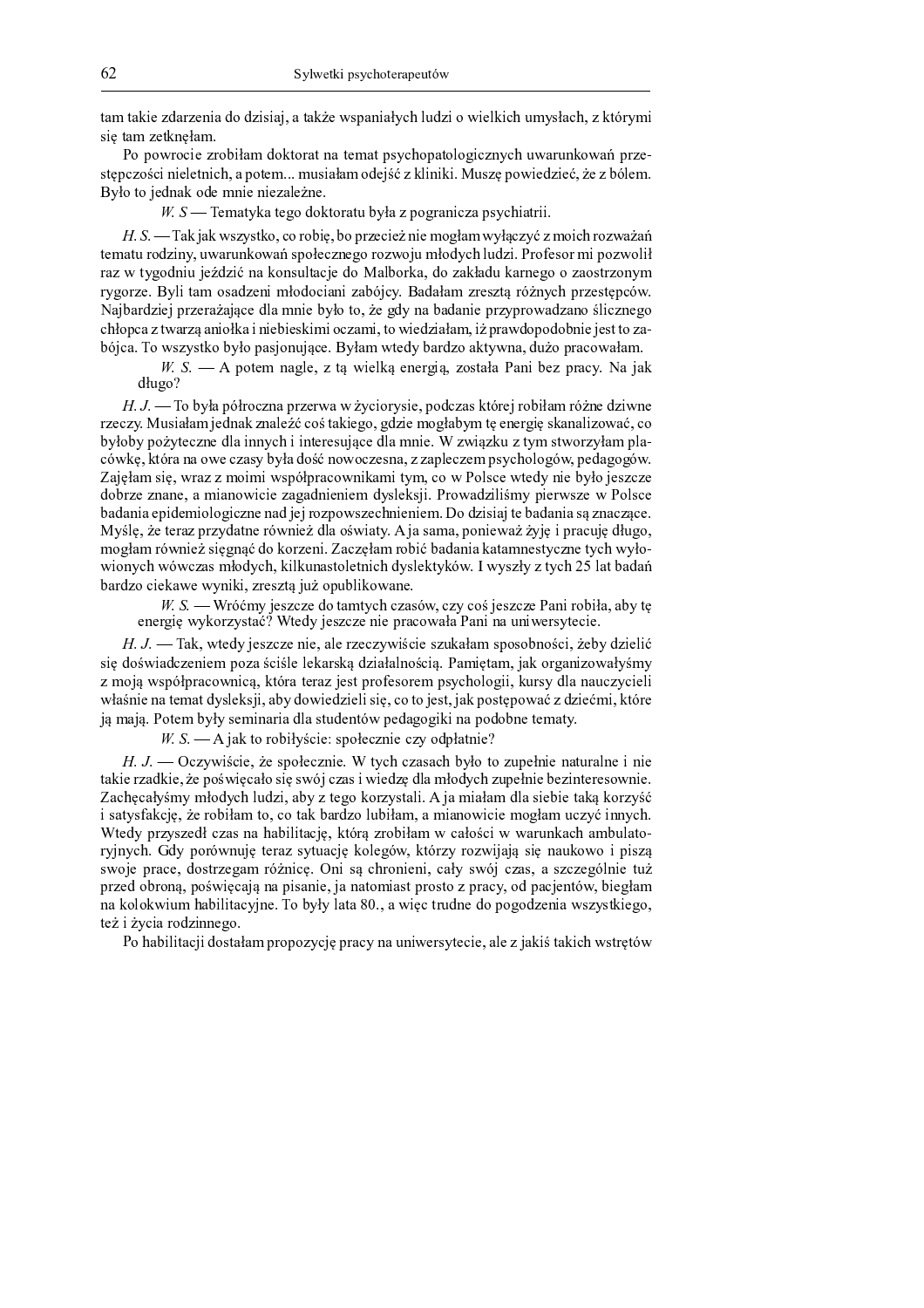tam takie zdarzenia do dzisiaj, a także wspaniałych ludzi o wielkich umysłach, z którymi się tam zetknęłam.

Po powrocie zrobiłam doktorat na temat psychopatologicznych uwarunkowań przestępczości nieletnich, a potem... musiałam odejść z kliniki. Muszę powiedzieć, że z bólem. Było to jednak ode mnie niezależne.

*W. S* — Tematyka tego doktoratu była z pogranicza psychiatrii.

*H. S.* — Tak jak wszystko, co robię, bo przecież nie mogłam wyłączyć z moich rozważań tematu rodziny, uwarunkowań społecznego rozwoju młodych ludzi. Profesor mi pozwolił raz w tygodniu jeździć na konsultacje do Malborka, do zakładu karnego o zaostrzonym rygorze. Byli tam osadzeni młodociani zabójcy. Badałam zresztą różnych przestępców. Najbardziej przerażające dla mnie było to, że gdy na badanie przyprowadzano ślicznego chłopca z twarzą aniołka i niebieskimi oczami, to wiedziałam, iż prawdopodobnie jest to zabójca. To wszystko było pasjonujące. Byłam wtedy bardzo aktywna, dużo pracowałam.

*W. S.* — A potem nagle, z tą wielką energią, została Pani bez pracy. Na jak długo?

*H. J.* — To była półroczna przerwa w życiorysie, podczas której robiłam różne dziwne rzeczy. Musiałam jednak znaleźć coś takiego, gdzie mogłabym tę energię skanalizować, co byłoby pożyteczne dla innych i interesujące dla mnie. W związku z tym stworzyłam placówkę, która na owe czasy była dość nowoczesna, z zapleczem psychologów, pedagogów. Zajęłam się, wraz z moimi współpracownikami tym, co w Polsce wtedy nie było jeszcze dobrze znane, a mianowicie zagadnieniem dysleksji. Prowadziliśmy pierwsze w Polsce badania epidemiologiczne nad jej rozpowszechnieniem. Do dzisiaj te badania są znaczące. Myślę, że teraz przydatne również dla oświaty. A ja sama, ponieważ żyję i pracuję długo, mogłam również sięgnąć do korzeni. Zaczęłam robić badania katamnestyczne tych wyłowionych wówczas młodych, kilkunastoletnich dyslektyków. I wyszły z tych 25 lat badań bardzo ciekawe wyniki, zresztą już opublikowane.

*W. S.* — Wróćmy jeszcze do tamtych czasów, czy coś jeszcze Pani robiła, aby tę energię wykorzystać? Wtedy jeszcze nie pracowała Pani na uniwersytecie.

*H. J.* — Tak, wtedy jeszcze nie, ale rzeczywiście szukałam sposobności, żeby dzielić się doświadczeniem poza ściśle lekarską działalnością. Pamiętam, jak organizowałyśmy z moją współpracownicą, która teraz jest profesorem psychologii, kursy dla nauczycieli właśnie na temat dysleksji, aby dowiedzieli się, co to jest, jak postępować z dziećmi, które ją mają. Potem były seminaria dla studentów pedagogiki na podobne tematy.

*W. S.* — A jak to robiłyście: społecznie czy odpłatnie?

*H. J.* — Oczywiście, że społecznie. W tych czasach było to zupełnie naturalne i nie takie rzadkie, że poświęcało się swój czas i wiedzę dla młodych zupełnie bezinteresownie. Zachęcałyśmy młodych ludzi, aby z tego korzystali. A ja miałam dla siebie taką korzyść i satysfakcję, że robiłam to, co tak bardzo lubiłam, a mianowicie mogłam uczyć innych. Wtedy przyszedł czas na habilitację, którą zrobiłam w całości w warunkach ambulatoryjnych. Gdy porównuję teraz sytuację kolegów, którzy rozwijają się naukowo i piszą swoje prace, dostrzegam różnicę. Oni są chronieni, cały swój czas, a szczególnie tuż przed obroną, poświęcają na pisanie, ja natomiast prosto z pracy, od pacjentów, biegłam na kolokwium habilitacyjne. To były lata 80., a więc trudne do pogodzenia wszystkiego, też i życia rodzinnego.

Po habilitacji dostałam propozycję pracy na uniwersytecie, ale z jakiś takich wstrętów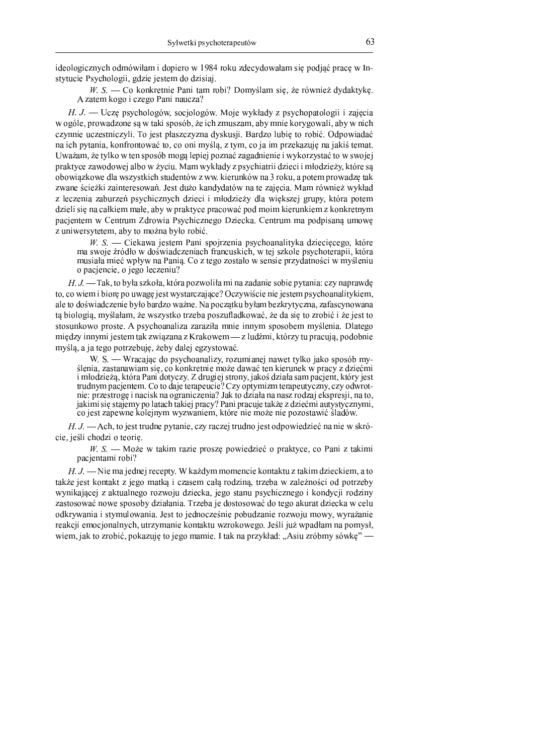ideologicznych odmówiłam i dopiero w 1984 roku zdecydowałam się podjąć pracę w Instytucie Psychologii, gdzie jestem do dzisiaj.

> *W. S.* — Co konkretnie Pani tam robi? Domyślam się, że również dydaktykę. A zatem kogo i czego Pani naucza?

*H. J.* — Uczę psychologów, socjologów. Moje wykłady z psychopatologii i zajęcia w ogóle, prowadzone są w taki sposób, że ich zmuszam, aby mnie korygowali, aby w nich czynnie uczestniczyli. To jest płaszczyzna dyskusji. Bardzo lubię to robić. Odpowiadać na ich pytania, konfrontować to, co oni myślą, z tym, co ja im przekazuję na jakiś temat. Uważam, że tylko w ten sposób mogą lepiej poznać zagadnienie i wykorzystać to w swojej praktyce zawodowej albo w życiu. Mam wykłady z psychiatrii dzieci i młodzieży, które są obowiązkowe dla wszystkich studentów z ww. kierunków na 3 roku, a potem prowadzę tak zwane ścieżki zainteresowań. Jest dużo kandydatów na te zajęcia. Mam również wykład z leczenia zaburzeń psychicznych dzieci i młodzieży dla większej grupy, która potem dzieli się na całkiem małe, aby w praktyce pracować pod moim kierunkiem z konkretnym pacjentem w Centrum Zdrowia Psychicznego Dziecka. Centrum ma podpisaną umowę z uniwersytetem, aby to można było robić.

> *W. S.* — Ciekawa jestem Pani spojrzenia psychoanalityka dziecięcego, które ma swoje źródło w doświadczeniach francuskich, w tej szkole psychoterapii, która musiała mieć wpływ na Panią. Co z tego zostało w sensie przydatności w myśleniu o pacjencie, o jego leczeniu?

*H. J.* — Tak, to była szkoła, która pozwoliła mi na zadanie sobie pytania: czy naprawdę to, co wiem i biorę po uwagę jest wystarczające? Oczywiście nie jestem psychoanalitykiem, ale to doświadczenie było bardzo ważne. Na początku byłam bezkrytyczna, zafascynowana tą biologią, myślałam, że wszystko trzeba poszufladkować, że da się to zrobić i że jest to stosunkowo proste. A psychoanaliza zaraziła mnie innym sposobem myślenia. Dlatego między innymi jestem tak związana z Krakowem — z ludźmi, którzy tu pracują, podobnie myślą, a ja tego potrzebuję, żeby dalej egzystować.

> W. S. — Wracając do psychoanalizy, rozumianej nawet tylko jako sposób myślenia, zastanawiam się, co konkretnie może dawać ten kierunek w pracy z dziećmi i młodzieżą, która Pani dotyczy. Z drugiej strony, jakoś działa sam pacjent, który jest trudnym pacjentem. Co to daje terapeucie? Czy optymizm terapeutyczny, czy odwrotnie: przestrogę i nacisk na ograniczenia? Jak to działa na nasz rodzaj ekspresji, na to, jakimi się stajemy po latach takiej pracy? Pani pracuje także z dziećmi autystycznymi, co jest zapewne kolejnym wyzwaniem, które nie może nie pozostawić śladów.

*H. J.* — Ach, to jest trudne pytanie, czy raczej trudno jest odpowiedzieć na nie w skrócie, jeśli chodzi o teorię.

> *W. S.* — Może w takim razie proszę powiedzieć o praktyce, co Pani z takimi pacjentami robi?

*H. J.* — Nie ma jednej recepty. W każdym momencie kontaktu z takim dzieckiem, a to także jest kontakt z jego matką i czasem całą rodziną, trzeba w zależności od potrzeby wynikającej z aktualnego rozwoju dziecka, jego stanu psychicznego i kondycji rodziny zastosować nowe sposoby działania. Trzeba je dostosować do tego akurat dziecka w celu odkrywania i stymulowania. Jest to jednocześnie pobudzanie rozwoju mowy, wyrażanie reakcji emocjonalnych, utrzymanie kontaktu wzrokowego. Jeśli już wpadłam na pomysł, wiem, jak to zrobić, pokazuję to jego mamie. I tak na przykład: „Asiu zróbmy sówkę” —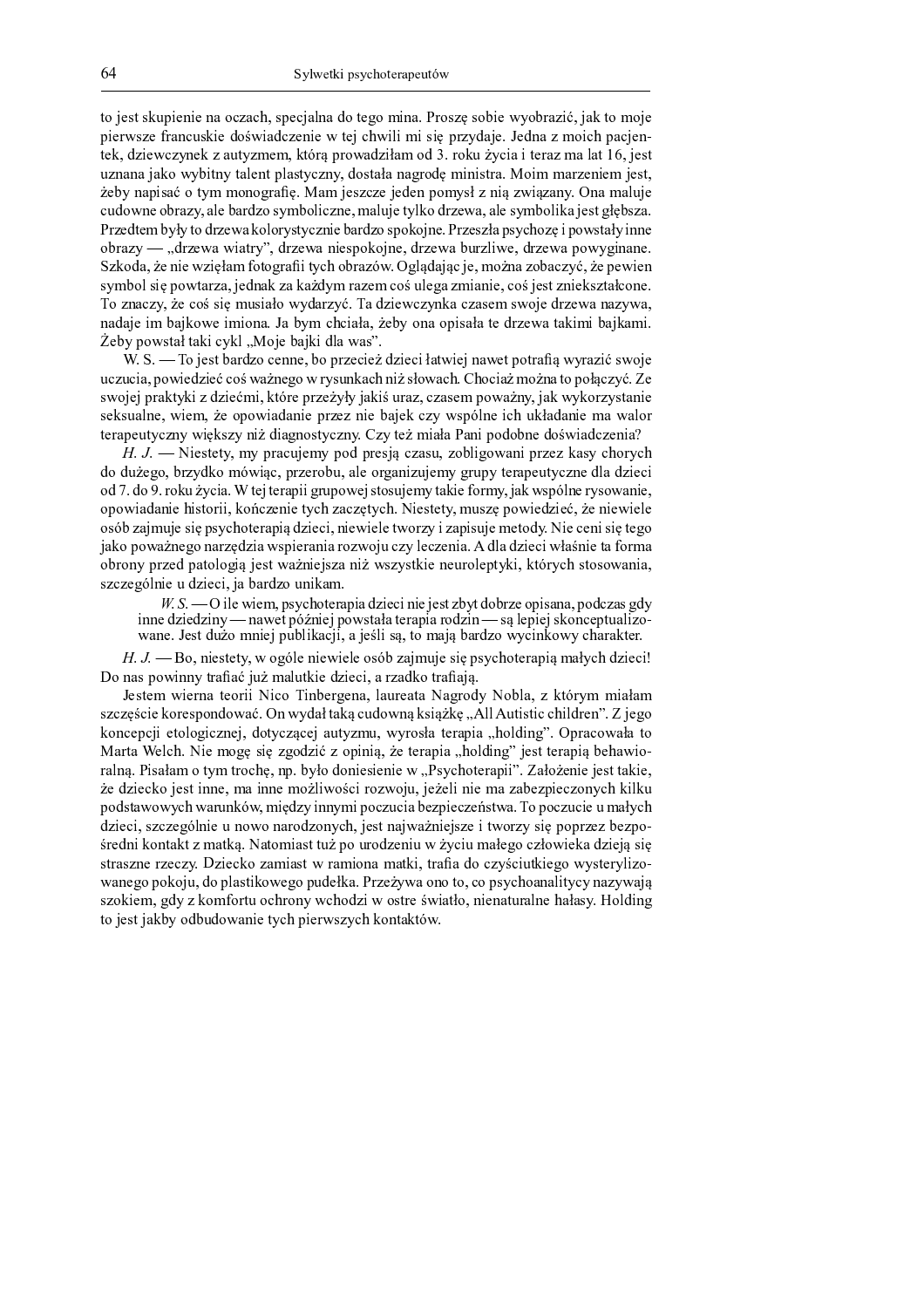to jest skupienie na oczach, specjalna do tego mina. Proszę sobie wyobrazić, jak to moje pierwsze francuskie doświadczenie w tej chwili mi się przydaje. Jedna z moich pacjentek, dziewczynek z autyzmem, którą prowadziłam od 3. roku życia i teraz ma lat 16, jest uznana jako wybitny talent plastyczny, dostała nagrodę ministra. Moim marzeniem jest, żeby napisać o tym monografię. Mam jeszcze jeden pomysł z nią związany. Ona maluje cudowne obrazy, ale bardzo symboliczne, maluje tylko drzewa, ale symbolika jest głębsza. Przedtem były to drzewa kolorystycznie bardzo spokojne. Przeszła psychozę i powstały inne obrazy — „drzewa wiatry", drzewa niespokojne, drzewa burzliwe, drzewa powyginane. Szkoda, że nie wzięłam fotografii tych obrazów. Oglądając je, można zobaczyć, że pewien symbol się powtarza, jednak za każdym razem coś ulega zmianie, coś jest zniekształcone. To znaczy, że coś się musiało wydarzyć. Ta dziewczynka czasem swoje drzewa nazywa, nadaje im bajkowe imiona. Ja bym chciała, żeby ona opisała te drzewa takimi bajkami. Żeby powstał taki cykl „Moje bajki dla was".

W. S. — To jest bardzo cenne, bo przecież dzieci łatwiej nawet potrafią wyrazić swoje uczucia, powiedzieć coś ważnego w rysunkach niż słowach. Chociaż można to połączyć. Ze swojej praktyki z dziećmi, które przeżyły jakiś uraz, czasem poważny, jak wykorzystanie seksualne, wiem, że opowiadanie przez nie bajek czy wspólne ich układanie ma walor terapeutyczny większy niż diagnostyczny. Czy też miała Pani podobne doświadczenia?

*H. J.* — Niestety, my pracujemy pod presją czasu, zobligowani przez kasy chorych do dużego, brzydko mówiąc, przerobu, ale organizujemy grupy terapeutyczne dla dzieci od 7. do 9. roku życia. W tej terapii grupowej stosujemy takie formy, jak wspólne rysowanie, opowiadanie historii, kończenie tych zaczętych. Niestety, muszę powiedzieć, że niewiele osób zajmuje się psychoterapią dzieci, niewiele tworzy i zapisuje metody. Nie ceni się tego jako poważnego narzędzia wspierania rozwoju czy leczenia. A dla dzieci właśnie ta forma obrony przed patologią jest ważniejsza niż wszystkie neuroleptyki, których stosowania, szczególnie u dzieci, ja bardzo unikam.

> *W. S.* — O ile wiem, psychoterapia dzieci nie jest zbyt dobrze opisana, podczas gdy inne dziedziny — nawet później powstała terapia rodzin — są lepiej skonceptualizowane. Jest dużo mniej publikacji, a jeśli są, to mają bardzo wycinkowy charakter.

*H. J.* — Bo, niestety, w ogóle niewiele osób zajmuje się psychoterapią małych dzieci! Do nas powinny trafiać już malutkie dzieci, a rzadko trafiają.

Jestem wierna teorii Nico Tinbergena, laureata Nagrody Nobla, z którym miałam szczęście korespondować. On wydał taką cudowną książkę „All Autistic children". Z jego koncepcji etologicznej, dotyczącej autyzmu, wyrosła terapia „holding". Opracowała to Marta Welch. Nie mogę się zgodzić z opinią, że terapia „holding" jest terapią behawioralną. Pisałam o tym trochę, np. było doniesienie w „Psychoterapii". Założenie jest takie, że dziecko jest inne, ma inne możliwości rozwoju, jeżeli nie ma zabezpieczonych kilku podstawowych warunków, między innymi poczucia bezpieczeństwa. To poczucie u małych dzieci, szczególnie u nowo narodzonych, jest najważniejsze i tworzy się poprzez bezpośredni kontakt z matką. Natomiast tuż po urodzeniu w życiu małego człowieka dzieją się straszne rzeczy. Dziecko zamiast w ramiona matki, trafia do czyściutkiego wysterylizowanego pokoju, do plastikowego pudełka. Przeżywa ono to, co psychoanalitycy nazywają szokiem, gdy z komfortu ochrony wchodzi w ostre światło, nienaturalne hałasy. Holding to jest jakby odbudowanie tych pierwszych kontaktów.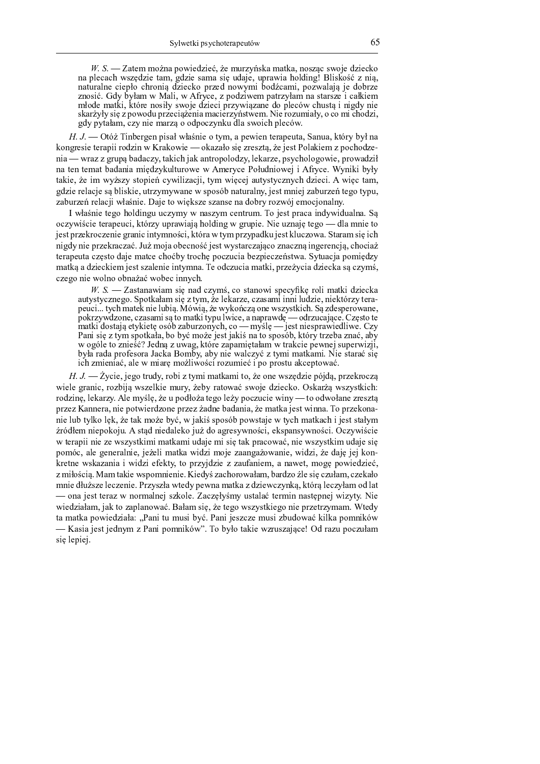*W. S.* — Zatem można powiedzieć, że murzyńska matka, nosząc swoje dziecko na plecach wszędzie tam, gdzie sama się udaje, uprawia holding! Bliskość z nią, naturalne ciepło chronią dziecko przed nowymi bodźcami, pozwalają je dobrze znosić. Gdy byłam w Mali, w Afryce, z podziwem patrzyłam na starsze i całkiem młode matki, które nosiły swoje dzieci przywiązane do pleców chustą i nigdy nie skarżyły się z powodu przeciążenia macierzyństwem. Nie rozumiały, o co mi chodzi, gdy pytałam, czy nie marzą o odpoczynku dla swoich pleców.

*H. J.* — Otóż Tinbergen pisał właśnie o tym, a pewien terapeuta, Sanua, który był na kongresie terapii rodzin w Krakowie — okazało się zresztą, że jest Polakiem z pochodzenia — wraz z grupą badaczy, takich jak antropolodzy, lekarze, psychologowie, prowadził na ten temat badania międzykulturowe w Ameryce Południowej i Afryce. Wyniki były takie, że im wyższy stopień cywilizacji, tym więcej autystycznych dzieci. A więc tam, gdzie relacje są bliskie, utrzymywane w sposób naturalny, jest mniej zaburzeń tego typu, zaburzeń relacji właśnie. Daje to większe szanse na dobry rozwój emocjonalny.

I właśnie tego holdingu uczymy w naszym centrum. To jest praca indywidualna. Są oczywiście terapeuci, którzy uprawiają holding w grupie. Nie uznaję tego — dla mnie to jest przekroczenie granic intymności, która w tym przypadku jest kluczowa. Staram się ich nigdy nie przekraczać. Już moja obecność jest wystarczająco znaczną ingerencją, chociaż terapeuta często daje matce choćby trochę poczucia bezpieczeństwa. Sytuacja pomiędzy matką a dzieckiem jest szalenie intymna. Te odczucia matki, przeżycia dziecka są czymś, czego nie wolno obnażać wobec innych.

*W. S.* — Zastanawiam się nad czymś, co stanowi specyfikę roli matki dziecka autystycznego. Spotkałam się z tym, że lekarze, czasami inni ludzie, niektórzy terapeuci... tych matek nie lubią. Mówią, że wykończą one wszystkich. Są zdesperowane, pokrzywdzone, czasami są to matki typu lwice, a naprawdę — odrzucające. Często te matki dostają etykietę osób zaburzonych, co — myślę — jest niesprawiedliwe. Czy Pani się z tym spotkała, bo być może jest jakiś na to sposób, który trzeba znać, aby w ogóle to znieść? Jedną z uwag, które zapamiętałam w trakcie pewnej superwizji, była rada profesora Jacka Bomby, aby nie walczyć z tymi matkami. Nie starać się ich zmieniać, ale w miarę możliwości rozumieć i po prostu akceptować.

*H. J.* — Życie, jego trudy, robi z tymi matkami to, że one wszędzie pójdą, przekroczą wiele granic, rozbiją wszelkie mury, żeby ratować swoje dziecko. Oskarżą wszystkich: rodzinę, lekarzy. Ale myślę, że u podłoża tego leży poczucie winy — to odwołane zresztą przez Kannera, nie potwierdzone przez żadne badania, że matka jest winna. To przekonanie lub tylko lęk, że tak może być, w jakiś sposób powstaje w tych matkach i jest stałym źródłem niepokoju. A stąd niedaleko już do agresywności, ekspansywności. Oczywiście w terapii nie ze wszystkimi matkami udaje mi się tak pracować, nie wszystkim udaje się pomóc, ale generalnie, jeżeli matka widzi moje zaangażowanie, widzi, że daję jej konkretne wskazania i widzi efekty, to przyjdzie z zaufaniem, a nawet, mogę powiedzieć, z miłością. Mam takie wspomnienie. Kiedyś zachorowałam, bardzo źle się czułam, czekało mnie dłuższe leczenie. Przyszła wtedy pewna matka z dziewczynką, którą leczyłam od lat — ona jest teraz w normalnej szkole. Zaczęłyśmy ustalać termin następnej wizyty. Nie wiedziałam, jak to zaplanować. Bałam się, że tego wszystkiego nie przetrzymam. Wtedy ta matka powiedziała: „Pani tu musi być. Pani jeszcze musi zbudować kilka pomników — Kasia jest jednym z Pani pomników". To było takie wzruszające! Od razu poczułam się lepiej.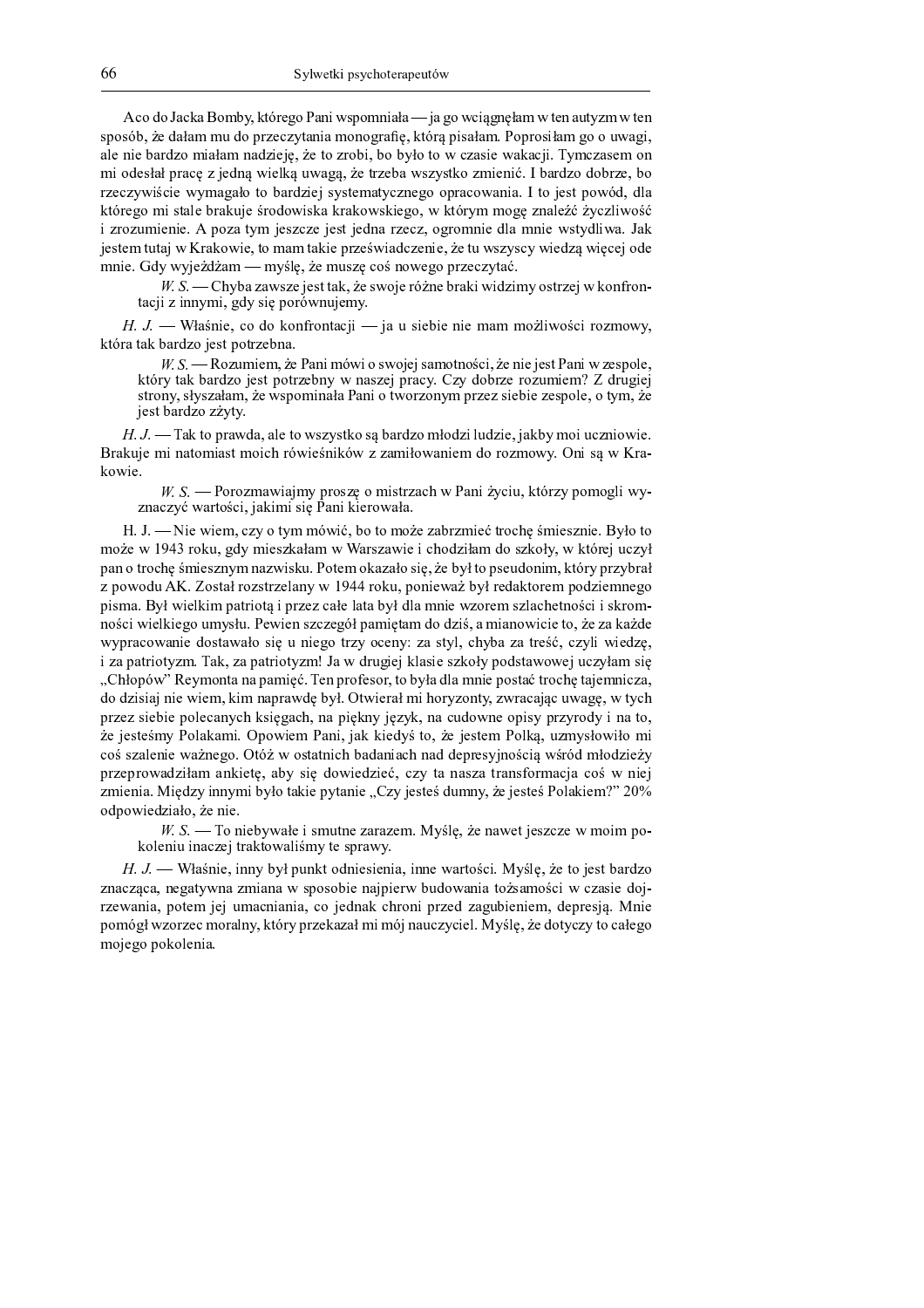A co do Jacka Bomby, którego Pani wspomniała — ja go wciągnęłam w ten autyzm w ten sposób, że dałam mu do przeczytania monografię, którą pisałam. Poprosiłam go o uwagi, ale nie bardzo miałam nadzieję, że to zrobi, bo było to w czasie wakacji. Tymczasem on mi odesłał pracę z jedną wielką uwagą, że trzeba wszystko zmienić. I bardzo dobrze, bo rzeczywiście wymagało to bardziej systematycznego opracowania. I to jest powód, dla którego mi stale brakuje środowiska krakowskiego, w którym mogę znaleźć życzliwość i zrozumienie. A poza tym jeszcze jest jedna rzecz, ogromnie dla mnie wstydliwa. Jak jestem tutaj w Krakowie, to mam takie przeświadczenie, że tu wszyscy wiedzą więcej ode mnie. Gdy wyjeżdżam — myślę, że muszę coś nowego przeczytać.

> *W. S.* — Chyba zawsze jest tak, że swoje różne braki widzimy ostrzej w konfrontacji z innymi, gdy się porównujemy.

*H. J.* — Właśnie, co do konfrontacji — ja u siebie nie mam możliwości rozmowy, która tak bardzo jest potrzebna.

> *W. S.* — Rozumiem, że Pani mówi o swojej samotności, że nie jest Pani w zespole, który tak bardzo jest potrzebny w naszej pracy. Czy dobrze rozumiem? Z drugiej strony, słyszałam, że wspominała Pani o tworzonym przez siebie zespole, o tym, że jest bardzo zżyty.

*H. J.* — Tak to prawda, ale to wszystko są bardzo młodzi ludzie, jakby moi uczniowie. Brakuje mi natomiast moich rówieśników z zamiłowaniem do rozmowy. Oni są w Krakowie.

> *W. S.* — Porozmawiajmy proszę o mistrzach w Pani życiu, którzy pomogli wyznaczyć wartości, jakimi się Pani kierowała.

H. J. — Nie wiem, czy o tym mówić, bo to może zabrzmieć trochę śmiesznie. Było to może w 1943 roku, gdy mieszkałam w Warszawie i chodziłam do szkoły, w której uczył pan o trochę śmiesznym nazwisku. Potem okazało się, że był to pseudonim, który przybrał z powodu AK. Został rozstrzelany w 1944 roku, ponieważ był redaktorem podziemnego pisma. Był wielkim patriotą i przez całe lata był dla mnie wzorem szlachetności i skromności wielkiego umysłu. Pewien szczegół pamiętam do dziś, a mianowicie to, że za każde wypracowanie dostawało się u niego trzy oceny: za styl, chyba za treść, czyli wiedzę, i za patriotyzm. Tak, za patriotyzm! Ja w drugiej klasie szkoły podstawowej uczyłam się „Chłopów" Reymonta na pamięć. Ten profesor, to była dla mnie postać trochę tajemnicza, do dzisiaj nie wiem, kim naprawdę był. Otwierał mi horyzonty, zwracając uwagę, w tych przez siebie polecanych książkach, na piękny język, na cudowne opisy przyrody i na to, że jesteśmy Polakami. Opowiem Pani, jak kiedyś to, że jestem Polką, uzmysłowiło mi coś szalenie ważnego. Otóż w ostatnich badaniach nad depresyjnością wśród młodzieży przeprowadziłam ankietę, aby się dowiedzieć, czy ta nasza transformacja coś w niej zmienia. Między innymi było takie pytanie „Czy jesteś dumny, że jesteś Polakiem?" 20% odpowiedziało, że nie.

> *W. S.* — To niebywałe i smutne zarazem. Myślę, że nawet jeszcze w moim pokoleniu inaczej traktowaliśmy te sprawy.

*H. J.* — Właśnie, inny był punkt odniesienia, inne wartości. Myślę, że to jest bardzo znacząca, negatywna zmiana w sposobie najpierw budowania tożsamości w czasie dojrzewania, potem jej umacniania, co jednak chroni przed zagubieniem, depresją. Mnie pomógł wzorzec moralny, który przekazał mi mój nauczyciel. Myślę, że dotyczy to całego mojego pokolenia.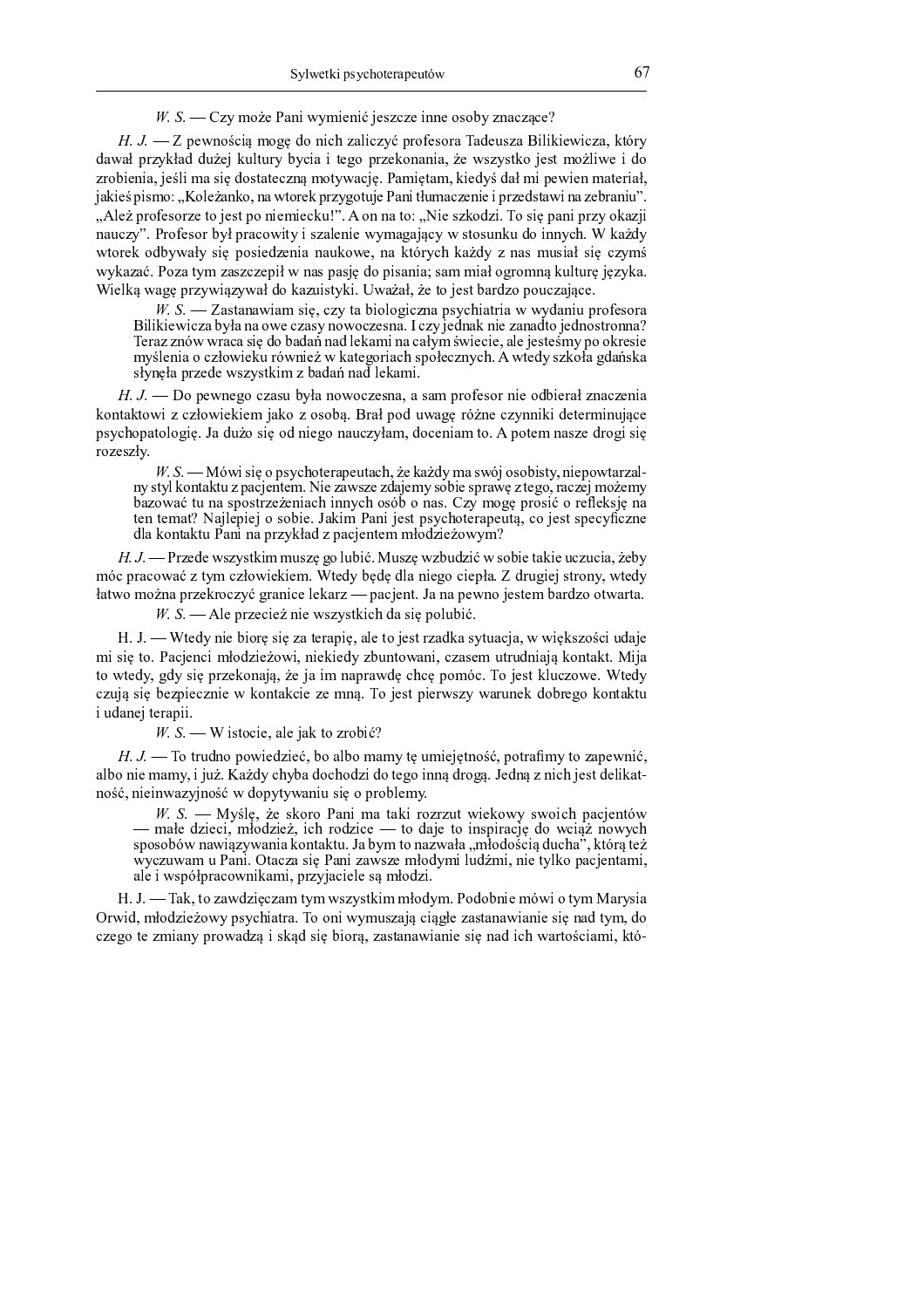*W. S.* — Czy może Pani wymienić jeszcze inne osoby znaczące?

*H. J.* — Z pewnością mogę do nich zaliczyć profesora Tadeusza Bilikiewicza, który dawał przykład dużej kultury bycia i tego przekonania, że wszystko jest możliwe i do zrobienia, jeśli ma się dostateczną motywację. Pamiętam, kiedyś dał mi pewien materiał, jakieś pismo: „Koleżanko, na wtorek przygotuje Pani tłumaczenie i przedstawi na zebraniu". „Ależ profesorze to jest po niemiecku!". A on na to: „Nie szkodzi. To się pani przy okazji nauczy". Profesor był pracowity i szalenie wymagający w stosunku do innych. W każdy wtorek odbywały się posiedzenia naukowe, na których każdy z nas musiał się czymś wykazać. Poza tym zaszczepił w nas pasję do pisania; sam miał ogromną kulturę języka. Wielką wagę przywiązywał do kazuistyki. Uważał, że to jest bardzo pouczające.

*W. S.* — Zastanawiam się, czy ta biologiczna psychiatria w wydaniu profesora Bilikiewicza była na owe czasy nowoczesna. I czy jednak nie zanadto jednostronna? Teraz znów wraca się do badań nad lekami na całym świecie, ale jesteśmy po okresie myślenia o człowieku również w kategoriach społecznych. A wtedy szkoła gdańska słynęła przede wszystkim z badań nad lekami.

*H. J.* — Do pewnego czasu była nowoczesna, a sam profesor nie odbierał znaczenia kontaktowi z człowiekiem jako z osobą. Brał pod uwagę różne czynniki determinujące psychopatologię. Ja dużo się od niego nauczyłam, doceniam to. A potem nasze drogi się rozeszły.

*W. S.* — Mówi się o psychoterapeutach, że każdy ma swój osobisty, niepowtarzalny styl kontaktu z pacjentem. Nie zawsze zdajemy sobie sprawę z tego, raczej możemy bazować tu na spostrzeżeniach innych osób o nas. Czy mogę prosić o refleksję na ten temat? Najlepiej o sobie. Jakim Pani jest psychoterapeutą, co jest specyficzne dla kontaktu Pani na przykład z pacjentem młodzieżowym?

*H. J.* — Przede wszystkim muszę go lubić. Muszę wzbudzić w sobie takie uczucia, żeby móc pracować z tym człowiekiem. Wtedy będę dla niego ciepła. Z drugiej strony, wtedy łatwo można przekroczyć granice lekarz — pacjent. Ja na pewno jestem bardzo otwarta.

*W. S.* — Ale przecież nie wszystkich da się polubić.

H. J. — Wtedy nie biorę się za terapię, ale to jest rzadka sytuacja, w większości udaje mi się to. Pacjenci młodzieżowi, niekiedy zbuntowani, czasem utrudniają kontakt. Mija to wtedy, gdy się przekonają, że ja im naprawdę chcę pomóc. To jest kluczowe. Wtedy czują się bezpiecznie w kontakcie ze mną. To jest pierwszy warunek dobrego kontaktu i udanej terapii.

*W. S.* — W istocie, ale jak to zrobić?

*H. J.* — To trudno powiedzieć, bo albo mamy tę umiejętność, potrafimy to zapewnić, albo nie mamy, i już. Każdy chyba dochodzi do tego inną drogą. Jedną z nich jest delikatność, nieinwazyjność w dopytywaniu się o problemy.

*W. S.* — Myślę, że skoro Pani ma taki rozrzut wiekowy swoich pacjentów — małe dzieci, młodzież, ich rodzice — to daje to inspirację do wciąż nowych sposobów nawiązywania kontaktu. Ja bym to nazwała „młodością ducha", którą też wyczuwam u Pani. Otacza się Pani zawsze młodymi ludźmi, nie tylko pacjentami, ale i współpracownikami, przyjaciele są młodzi.

H. J. — Tak, to zawdzięczam tym wszystkim młodym. Podobnie mówi o tym Marysia Orwid, młodzieżowy psychiatra. To oni wymuszają ciągłe zastanawianie się nad tym, do czego te zmiany prowadzą i skąd się biorą, zastanawianie się nad ich wartościami, któ-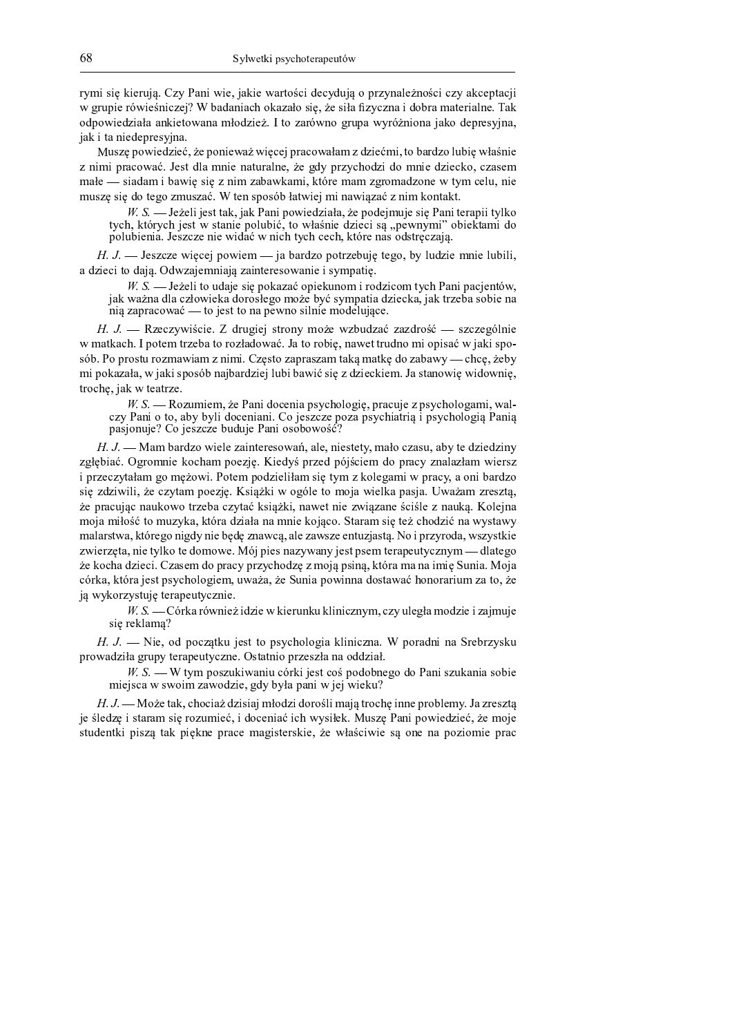rymi się kierują. Czy Pani wie, jakie wartości decydują o przynależności czy akceptacji w grupie rówieśniczej? W badaniach okazało się, że siła fizyczna i dobra materialne. Tak odpowiedziała ankietowana młodzież. I to zarówno grupa wyróżniona jako depresyjna, jak i ta niedepresyjna.

Muszę powiedzieć, że ponieważ więcej pracowałam z dziećmi, to bardzo lubię właśnie z nimi pracować. Jest dla mnie naturalne, że gdy przychodzi do mnie dziecko, czasem małe — siadam i bawię się z nim zabawkami, które mam zgromadzone w tym celu, nie muszę się do tego zmuszać. W ten sposób łatwiej mi nawiązać z nim kontakt.

> *W. S.* — Jeżeli jest tak, jak Pani powiedziała, że podejmuje się Pani terapii tylko tych, których jest w stanie polubić, to właśnie dzieci są „pewnymi" obiektami do polubienia. Jeszcze nie widać w nich tych cech, które nas odstręczają.

*H. J.* — Jeszcze więcej powiem — ja bardzo potrzebuję tego, by ludzie mnie lubili, a dzieci to dają. Odwzajemniają zainteresowanie i sympatię.

> *W. S.* — Jeżeli to udaje się pokazać opiekunom i rodzicom tych Pani pacjentów, jak ważna dla człowieka dorosłego może być sympatia dziecka, jak trzeba sobie na nią zapracować — to jest to na pewno silnie modelujące.

*H. J.* — Rzeczywiście. Z drugiej strony może wzbudzać zazdrość — szczególnie w matkach. I potem trzeba to rozładować. Ja to robię, nawet trudno mi opisać w jaki sposób. Po prostu rozmawiam z nimi. Często zapraszam taką matkę do zabawy — chcę, żeby mi pokazała, w jaki sposób najbardziej lubi bawić się z dzieckiem. Ja stanowię widownię, trochę, jak w teatrze.

> *W. S.* — Rozumiem, że Pani docenia psychologię, pracuje z psychologami, walczy Pani o to, aby byli doceniani. Co jeszcze poza psychiatrią i psychologią Panią pasjonuje? Co jeszcze buduje Pani osobowość?

*H. J.* — Mam bardzo wiele zainteresowań, ale, niestety, mało czasu, aby te dziedziny zgłębiać. Ogromnie kocham poezję. Kiedyś przed pójściem do pracy znalazłam wiersz i przeczytałam go mężowi. Potem podzieliłam się tym z kolegami w pracy, a oni bardzo się zdziwili, że czytam poezję. Książki w ogóle to moja wielka pasja. Uważam zresztą, że pracując naukowo trzeba czytać książki, nawet nie związane ściśle z nauką. Kolejna moja miłość to muzyka, która działa na mnie kojąco. Staram się też chodzić na wystawy malarstwa, którego nigdy nie będę znawcą, ale zawsze entuzjastą. No i przyroda, wszystkie zwierzęta, nie tylko te domowe. Mój pies nazywany jest psem terapeutycznym — dlatego że kocha dzieci. Czasem do pracy przychodzę z moją psiną, która ma na imię Sunia. Moja córka, która jest psychologiem, uważa, że Sunia powinna dostawać honorarium za to, że ją wykorzystuję terapeutycznie.

> *W. S.* — Córka również idzie w kierunku klinicznym, czy uległa modzie i zajmuje się reklamą?

*H. J.* — Nie, od początku jest to psychologia kliniczna. W poradni na Srebrzysku prowadziła grupy terapeutyczne. Ostatnio przeszła na oddział.

> *W. S.* — W tym poszukiwaniu córki jest coś podobnego do Pani szukania sobie miejsca w swoim zawodzie, gdy była pani w jej wieku?

*H. J.* — Może tak, chociaż dzisiaj młodzi dorośli mają trochę inne problemy. Ja zresztą je śledzę i staram się rozumieć, i doceniać ich wysiłek. Muszę Pani powiedzieć, że moje studentki piszą tak piękne prace magisterskie, że właściwie są one na poziomie prac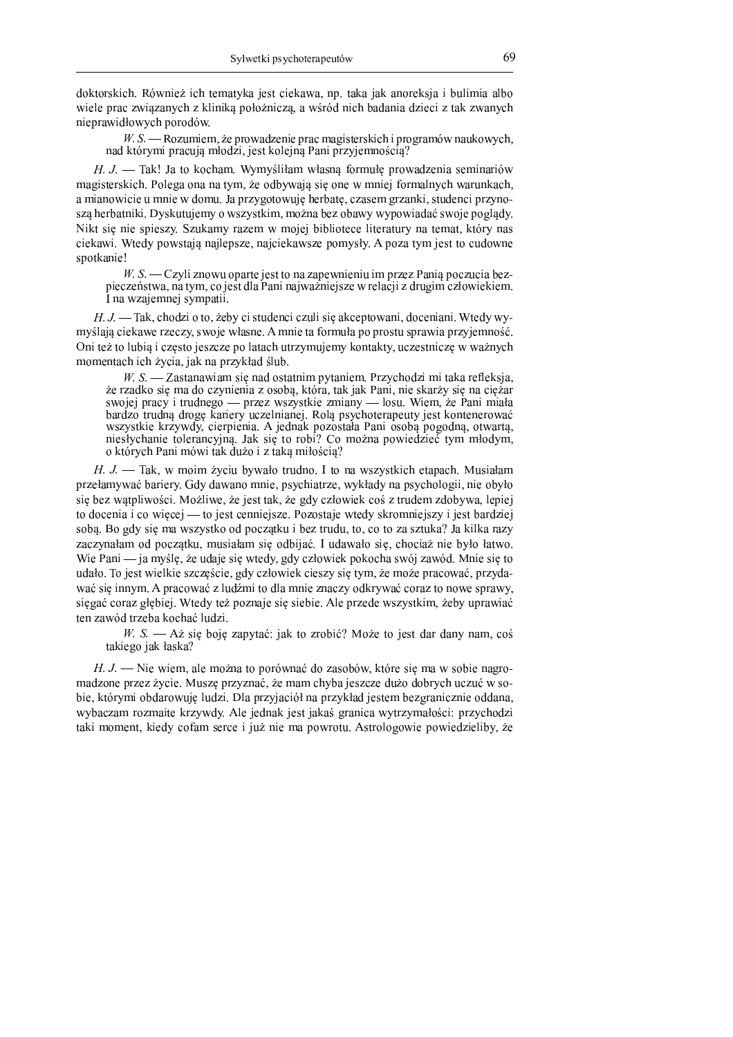doktorskich. Również ich tematyka jest ciekawa, np. taka jak anoreksja i bulimia albo wiele prac związanych z kliniką położniczą, a wśród nich badania dzieci z tak zwanych nieprawidłowych porodów.

> *W. S.* — Rozumiem, że prowadzenie prac magisterskich i programów naukowych, nad którymi pracują młodzi, jest kolejną Pani przyjemnością?

*H. J.* — Tak! Ja to kocham. Wymyśliłam własną formułę prowadzenia seminariów magisterskich. Polega ona na tym, że odbywają się one w mniej formalnych warunkach, a mianowicie u mnie w domu. Ja przygotowuję herbatę, czasem grzanki, studenci przynoszą herbatniki. Dyskutujemy o wszystkim, można bez obawy wypowiadać swoje poglądy. Nikt się nie spieszy. Szukamy razem w mojej bibliotece literatury na temat, który nas ciekawi. Wtedy powstają najlepsze, najciekawsze pomysły. A poza tym jest to cudowne spotkanie!

> *W. S.* — Czyli znowu oparte jest to na zapewnieniu im przez Panią poczucia bezpieczeństwa, na tym, co jest dla Pani najważniejsze w relacji z drugim człowiekiem. I na wzajemnej sympatii.

*H. J.* — Tak, chodzi o to, żeby ci studenci czuli się akceptowani, doceniani. Wtedy wymyślają ciekawe rzeczy, swoje własne. A mnie ta formuła po prostu sprawia przyjemność. Oni też to lubią i często jeszcze po latach utrzymujemy kontakty, uczestniczę w ważnych momentach ich życia, jak na przykład ślub.

> *W. S.* — Zastanawiam się nad ostatnim pytaniem. Przychodzi mi taka refleksja, że rzadko się ma do czynienia z osobą, która, tak jak Pani, nie skarży się na ciężar swojej pracy i trudnego — przez wszystkie zmiany — losu. Wiem, że Pani miała bardzo trudną drogę kariery uczelnianej. Rolą psychoterapeuty jest kontenerować wszystkie krzywdy, cierpienia. A jednak pozostała Pani osobą pogodną, otwartą, niesłychanie tolerancyjną. Jak się to robi? Co można powiedzieć tym młodym, o których Pani mówi tak dużo i z taką miłością?

*H. J.* — Tak, w moim życiu bywało trudno. I to na wszystkich etapach. Musiałam przełamywać bariery. Gdy dawano mnie, psychiatrze, wykłady na psychologii, nie obyło się bez wątpliwości. Możliwe, że jest tak, że gdy człowiek coś z trudem zdobywa, lepiej to docenia i co więcej — to jest cenniejsze. Pozostaje wtedy skromniejszy i jest bardziej sobą. Bo gdy się ma wszystko od początku i bez trudu, to, co to za sztuka? Ja kilka razy zaczynałam od początku, musiałam się odbijać. I udawało się, chociaż nie było łatwo. Wie Pani — ja myślę, że udaje się wtedy, gdy człowiek pokocha swój zawód. Mnie się to udało. To jest wielkie szczęście, gdy człowiek cieszy się tym, że może pracować, przydawać się innym. A pracować z ludźmi to dla mnie znaczy odkrywać coraz to nowe sprawy, sięgać coraz głębiej. Wtedy też poznaje się siebie. Ale przede wszystkim, żeby uprawiać ten zawód trzeba kochać ludzi.

> *W. S.* — Aż się boję zapytać: jak to zrobić? Może to jest dar dany nam, coś takiego jak łaska?

*H. J.* — Nie wiem, ale można to porównać do zasobów, które się ma w sobie nagromadzone przez życie. Muszę przyznać, że mam chyba jeszcze dużo dobrych uczuć w sobie, którymi obdarowuję ludzi. Dla przyjaciół na przykład jestem bezgranicznie oddana, wybaczam rozmaite krzywdy. Ale jednak jest jakaś granica wytrzymałości: przychodzi taki moment, kiedy cofam serce i już nie ma powrotu. Astrologowie powiedzieliby, że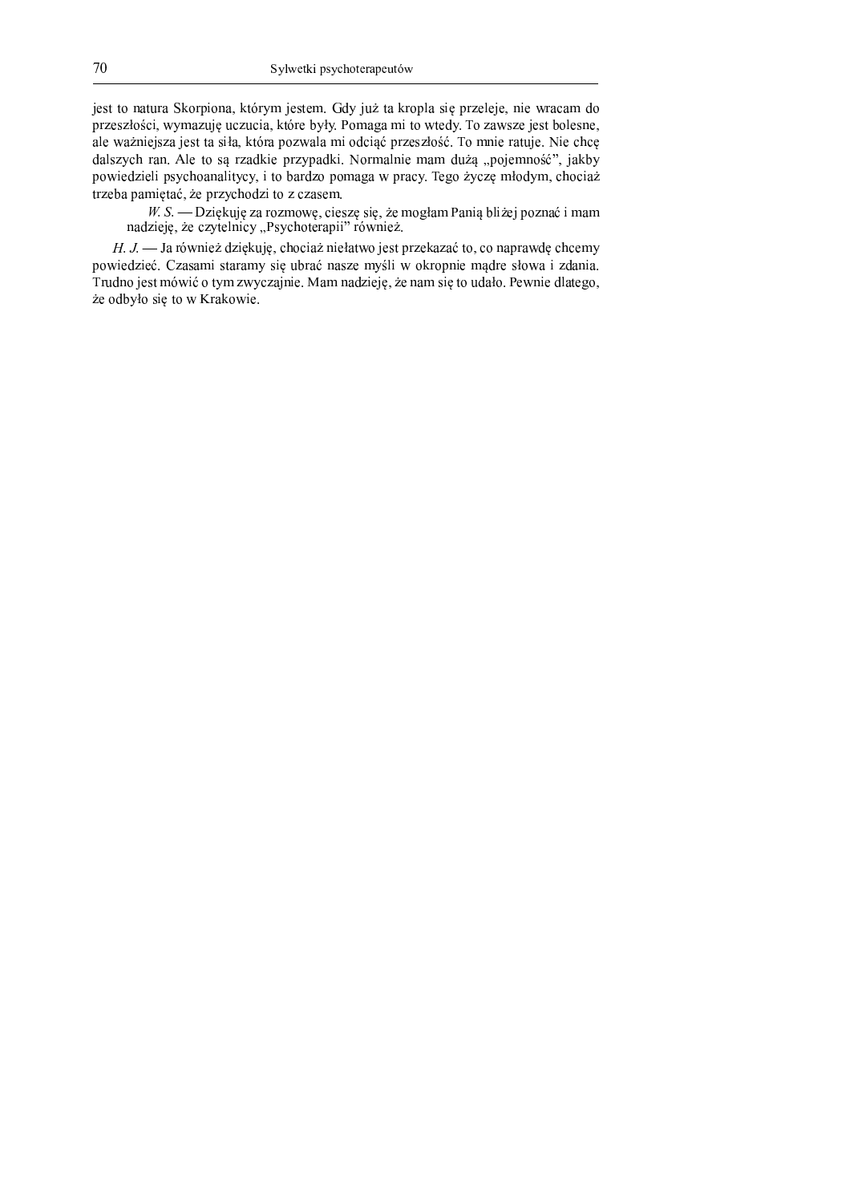jest to natura Skorpiona, którym jestem. Gdy już ta kropla się przeleje, nie wracam do przeszłości, wymazuję uczucia, które były. Pomaga mi to wtedy. To zawsze jest bolesne, ale ważniejsza jest ta siła, która pozwala mi odciąć przeszłość. To mnie ratuje. Nie chcę dalszych ran. Ale to są rzadkie przypadki. Normalnie mam dużą „pojemność", jakby powiedzieli psychoanalitycy, i to bardzo pomaga w pracy. Tego życzę młodym, chociaż trzeba pamiętać, że przychodzi to z czasem.

> *W. S.* — Dziękuję za rozmowę, cieszę się, że mogłam Panią bliżej poznać i mam nadzieję, że czytelnicy „Psychoterapii" również.

*H. J.* — Ja również dziękuję, chociaż niełatwo jest przekazać to, co naprawdę chcemy powiedzieć. Czasami staramy się ubrać nasze myśli w okropnie mądre słowa i zdania. Trudno jest mówić o tym zwyczajnie. Mam nadzieję, że nam się to udało. Pewnie dlatego, że odbyło się to w Krakowie.